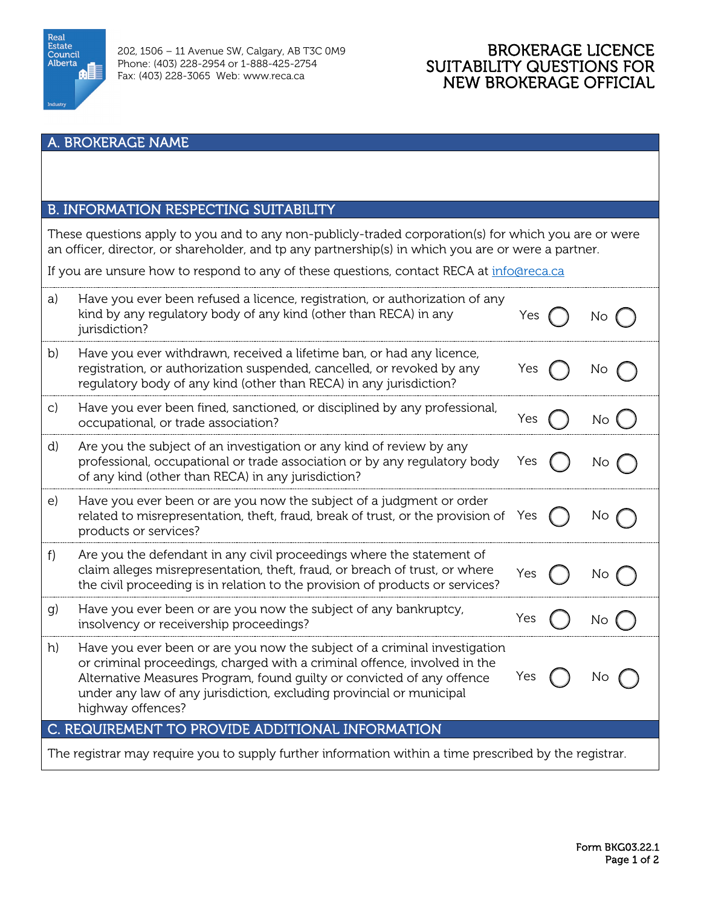Real Estate Council Alberta

202, 1506 – 11 Avenue SW, Calgary, AB T3C 0M9
Phone: (403) 228-2954 or 1-888-425-2754
Fax: (403) 228-3065 Web: www.reca.ca

# BROKERAGE LICENCE SUITABILITY QUESTIONS FOR NEW BROKERAGE OFFICIAL

## A. BROKERAGE NAME

## B. INFORMATION RESPECTING SUITABILITY

These questions apply to you and to any non-publicly-traded corporation(s) for which you are or were an officer, director, or shareholder, and tp any partnership(s) in which you are or were a partner.

If you are unsure how to respond to any of these questions, contact RECA at info@reca.ca

| | Question | Yes | No |
|---|---|---|---|
| a) | Have you ever been refused a licence, registration, or authorization of any kind by any regulatory body of any kind (other than RECA) in any jurisdiction? | Yes ◯ | No ◯ |
| b) | Have you ever withdrawn, received a lifetime ban, or had any licence, registration, or authorization suspended, cancelled, or revoked by any regulatory body of any kind (other than RECA) in any jurisdiction? | Yes ◯ | No ◯ |
| c) | Have you ever been fined, sanctioned, or disciplined by any professional, occupational, or trade association? | Yes ◯ | No ◯ |
| d) | Are you the subject of an investigation or any kind of review by any professional, occupational or trade association or by any regulatory body of any kind (other than RECA) in any jurisdiction? | Yes ◯ | No ◯ |
| e) | Have you ever been or are you now the subject of a judgment or order related to misrepresentation, theft, fraud, break of trust, or the provision of products or services? | Yes ◯ | No ◯ |
| f) | Are you the defendant in any civil proceedings where the statement of claim alleges misrepresentation, theft, fraud, or breach of trust, or where the civil proceeding is in relation to the provision of products or services? | Yes ◯ | No ◯ |
| g) | Have you ever been or are you now the subject of any bankruptcy, insolvency or receivership proceedings? | Yes ◯ | No ◯ |
| h) | Have you ever been or are you now the subject of a criminal investigation or criminal proceedings, charged with a criminal offence, involved in the Alternative Measures Program, found guilty or convicted of any offence under any law of any jurisdiction, excluding provincial or municipal highway offences? | Yes ◯ | No ◯ |

## C. REQUIREMENT TO PROVIDE ADDITIONAL INFORMATION

The registrar may require you to supply further information within a time prescribed by the registrar.

Form BKG03.22.1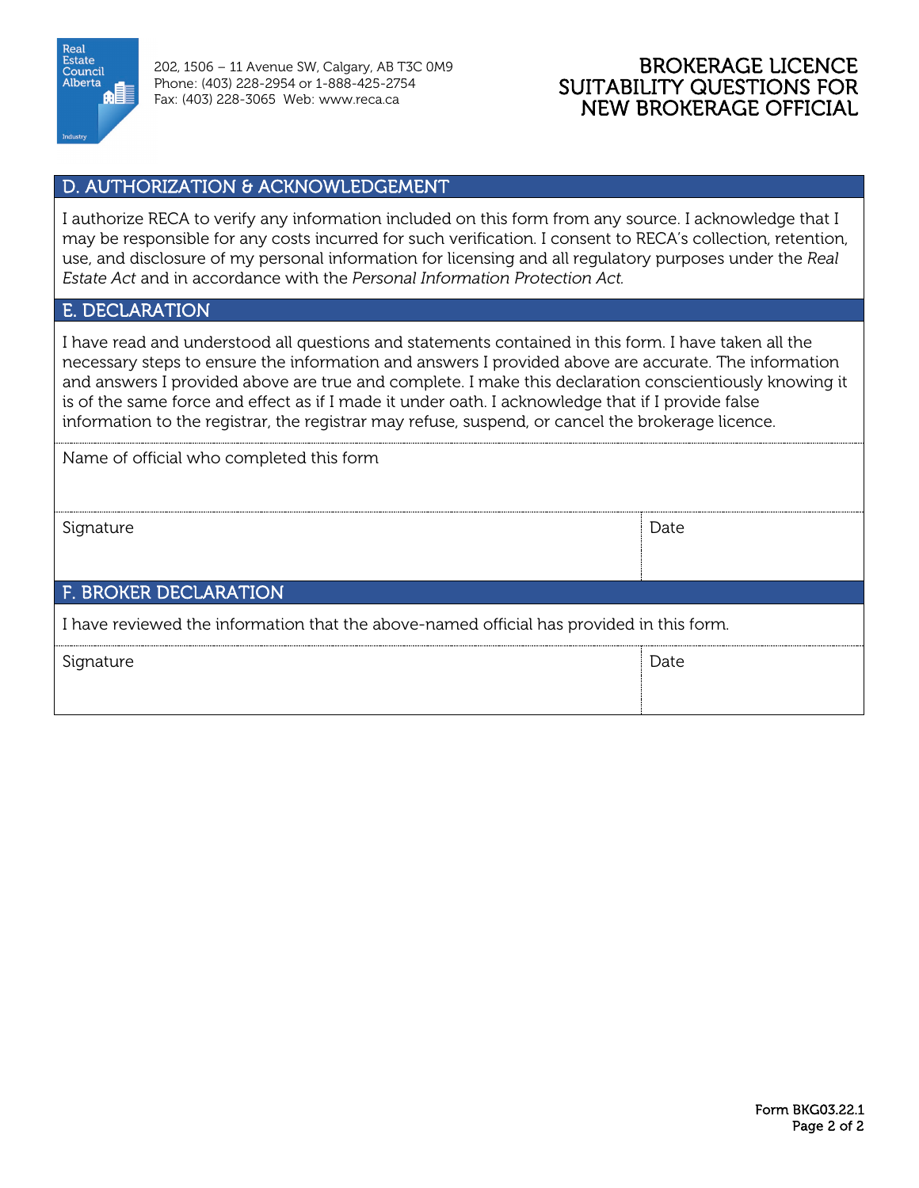# BROKERAGE LICENCE SUITABILITY QUESTIONS FOR NEW BROKERAGE OFFICIAL

202, 1506 – 11 Avenue SW, Calgary, AB T3C 0M9
Phone: (403) 228-2954 or 1-888-425-2754
Fax: (403) 228-3065 Web: www.reca.ca

## D. AUTHORIZATION & ACKNOWLEDGEMENT

I authorize RECA to verify any information included on this form from any source. I acknowledge that I may be responsible for any costs incurred for such verification. I consent to RECA's collection, retention, use, and disclosure of my personal information for licensing and all regulatory purposes under the *Real Estate Act* and in accordance with the *Personal Information Protection Act*.

## E. DECLARATION

I have read and understood all questions and statements contained in this form. I have taken all the necessary steps to ensure the information and answers I provided above are accurate. The information and answers I provided above are true and complete. I make this declaration conscientiously knowing it is of the same force and effect as if I made it under oath. I acknowledge that if I provide false information to the registrar, the registrar may refuse, suspend, or cancel the brokerage licence.

| Name of official who completed this form | |
|---|---|
| Signature | Date |

## F. BROKER DECLARATION

I have reviewed the information that the above-named official has provided in this form.

| Signature | Date |
|---|---|
| | |

Form BKG03.22.1